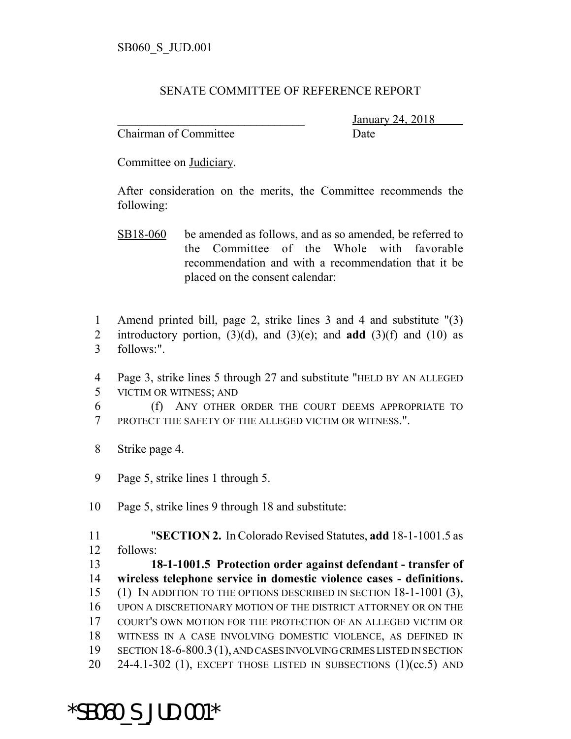SB060_S_JUD.001

SENATE COMMITTEE OF REFERENCE REPORT

________________________________ January 24, 2018

Chairman of Committee Date

Committee on Judiciary.

After consideration on the merits, the Committee recommends the following:

SB18-060 be amended as follows, and as so amended, be referred to the Committee of the Whole with favorable recommendation and with a recommendation that it be placed on the consent calendar:

1 Amend printed bill, page 2, strike lines 3 and 4 and substitute "(3)
2 introductory portion, (3)(d), and (3)(e); and **add** (3)(f) and (10) as
3 follows:".

4 Page 3, strike lines 5 through 27 and substitute "HELD BY AN ALLEGED
5 VICTIM OR WITNESS; AND
6 (f) ANY OTHER ORDER THE COURT DEEMS APPROPRIATE TO
7 PROTECT THE SAFETY OF THE ALLEGED VICTIM OR WITNESS.".

8 Strike page 4.

9 Page 5, strike lines 1 through 5.

10 Page 5, strike lines 9 through 18 and substitute:

11 "**SECTION 2.** In Colorado Revised Statutes, **add** 18-1-1001.5 as
12 follows:
13 **18-1-1001.5 Protection order against defendant - transfer of**
14 **wireless telephone service in domestic violence cases - definitions.**
15 (1) IN ADDITION TO THE OPTIONS DESCRIBED IN SECTION 18-1-1001 (3),
16 UPON A DISCRETIONARY MOTION OF THE DISTRICT ATTORNEY OR ON THE
17 COURT'S OWN MOTION FOR THE PROTECTION OF AN ALLEGED VICTIM OR
18 WITNESS IN A CASE INVOLVING DOMESTIC VIOLENCE, AS DEFINED IN
19 SECTION 18-6-800.3 (1), AND CASES INVOLVING CRIMES LISTED IN SECTION
20 24-4.1-302 (1), EXCEPT THOSE LISTED IN SUBSECTIONS (1)(cc.5) AND

*SB060_S_JUD.001*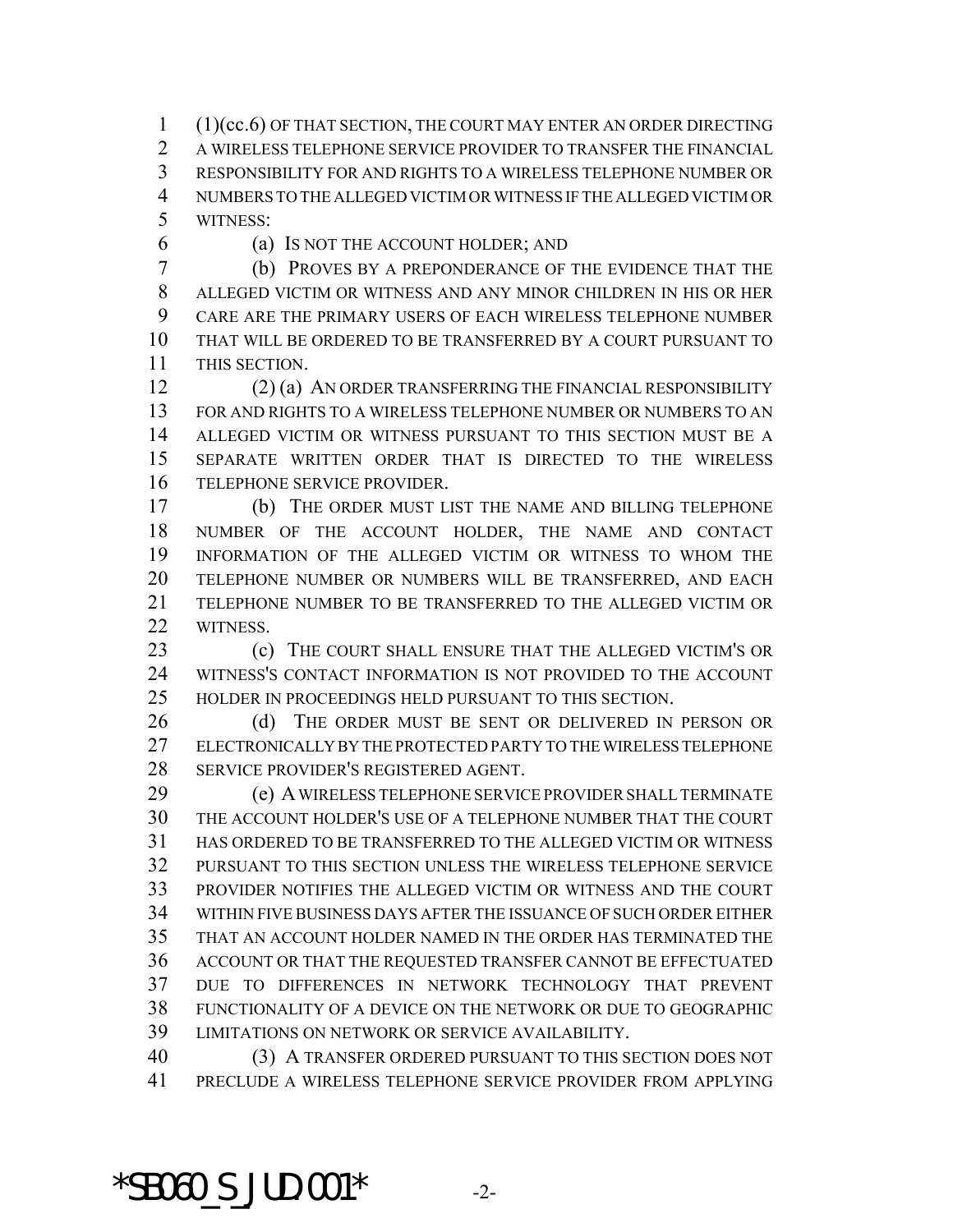(1)(cc.6) OF THAT SECTION, THE COURT MAY ENTER AN ORDER DIRECTING A WIRELESS TELEPHONE SERVICE PROVIDER TO TRANSFER THE FINANCIAL RESPONSIBILITY FOR AND RIGHTS TO A WIRELESS TELEPHONE NUMBER OR NUMBERS TO THE ALLEGED VICTIM OR WITNESS IF THE ALLEGED VICTIM OR WITNESS:

(a) IS NOT THE ACCOUNT HOLDER; AND

(b) PROVES BY A PREPONDERANCE OF THE EVIDENCE THAT THE ALLEGED VICTIM OR WITNESS AND ANY MINOR CHILDREN IN HIS OR HER CARE ARE THE PRIMARY USERS OF EACH WIRELESS TELEPHONE NUMBER THAT WILL BE ORDERED TO BE TRANSFERRED BY A COURT PURSUANT TO THIS SECTION.

(2) (a) AN ORDER TRANSFERRING THE FINANCIAL RESPONSIBILITY FOR AND RIGHTS TO A WIRELESS TELEPHONE NUMBER OR NUMBERS TO AN ALLEGED VICTIM OR WITNESS PURSUANT TO THIS SECTION MUST BE A SEPARATE WRITTEN ORDER THAT IS DIRECTED TO THE WIRELESS TELEPHONE SERVICE PROVIDER.

(b) THE ORDER MUST LIST THE NAME AND BILLING TELEPHONE NUMBER OF THE ACCOUNT HOLDER, THE NAME AND CONTACT INFORMATION OF THE ALLEGED VICTIM OR WITNESS TO WHOM THE TELEPHONE NUMBER OR NUMBERS WILL BE TRANSFERRED, AND EACH TELEPHONE NUMBER TO BE TRANSFERRED TO THE ALLEGED VICTIM OR WITNESS.

(c) THE COURT SHALL ENSURE THAT THE ALLEGED VICTIM'S OR WITNESS'S CONTACT INFORMATION IS NOT PROVIDED TO THE ACCOUNT HOLDER IN PROCEEDINGS HELD PURSUANT TO THIS SECTION.

(d) THE ORDER MUST BE SENT OR DELIVERED IN PERSON OR ELECTRONICALLY BY THE PROTECTED PARTY TO THE WIRELESS TELEPHONE SERVICE PROVIDER'S REGISTERED AGENT.

(e) A WIRELESS TELEPHONE SERVICE PROVIDER SHALL TERMINATE THE ACCOUNT HOLDER'S USE OF A TELEPHONE NUMBER THAT THE COURT HAS ORDERED TO BE TRANSFERRED TO THE ALLEGED VICTIM OR WITNESS PURSUANT TO THIS SECTION UNLESS THE WIRELESS TELEPHONE SERVICE PROVIDER NOTIFIES THE ALLEGED VICTIM OR WITNESS AND THE COURT WITHIN FIVE BUSINESS DAYS AFTER THE ISSUANCE OF SUCH ORDER EITHER THAT AN ACCOUNT HOLDER NAMED IN THE ORDER HAS TERMINATED THE ACCOUNT OR THAT THE REQUESTED TRANSFER CANNOT BE EFFECTUATED DUE TO DIFFERENCES IN NETWORK TECHNOLOGY THAT PREVENT FUNCTIONALITY OF A DEVICE ON THE NETWORK OR DUE TO GEOGRAPHIC LIMITATIONS ON NETWORK OR SERVICE AVAILABILITY.

(3) A TRANSFER ORDERED PURSUANT TO THIS SECTION DOES NOT PRECLUDE A WIRELESS TELEPHONE SERVICE PROVIDER FROM APPLYING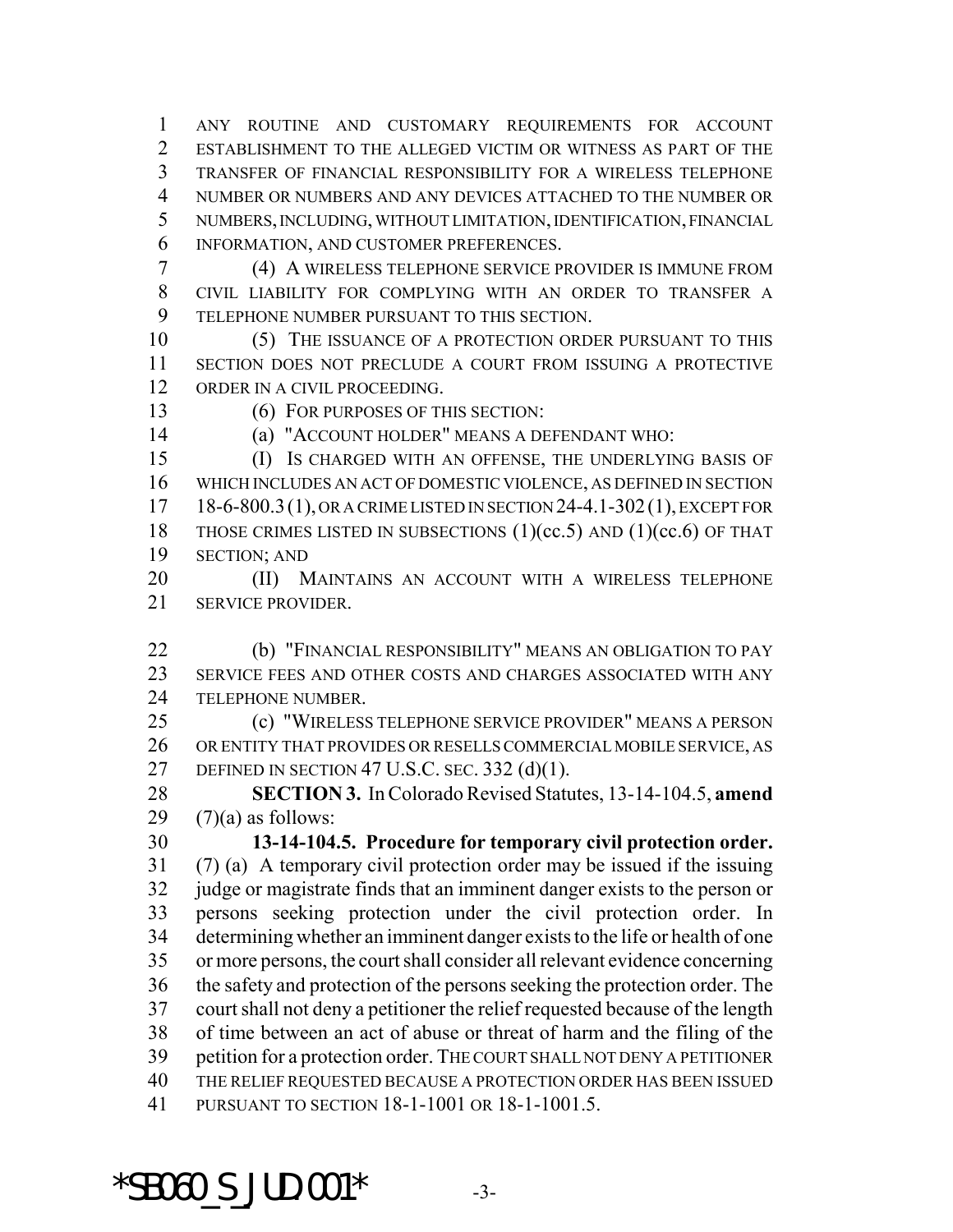ANY ROUTINE AND CUSTOMARY REQUIREMENTS FOR ACCOUNT ESTABLISHMENT TO THE ALLEGED VICTIM OR WITNESS AS PART OF THE TRANSFER OF FINANCIAL RESPONSIBILITY FOR A WIRELESS TELEPHONE NUMBER OR NUMBERS AND ANY DEVICES ATTACHED TO THE NUMBER OR NUMBERS, INCLUDING, WITHOUT LIMITATION, IDENTIFICATION, FINANCIAL INFORMATION, AND CUSTOMER PREFERENCES.

(4) A WIRELESS TELEPHONE SERVICE PROVIDER IS IMMUNE FROM CIVIL LIABILITY FOR COMPLYING WITH AN ORDER TO TRANSFER A TELEPHONE NUMBER PURSUANT TO THIS SECTION.

(5) THE ISSUANCE OF A PROTECTION ORDER PURSUANT TO THIS SECTION DOES NOT PRECLUDE A COURT FROM ISSUING A PROTECTIVE ORDER IN A CIVIL PROCEEDING.

(6) FOR PURPOSES OF THIS SECTION:

(a) "ACCOUNT HOLDER" MEANS A DEFENDANT WHO:

(I) IS CHARGED WITH AN OFFENSE, THE UNDERLYING BASIS OF WHICH INCLUDES AN ACT OF DOMESTIC VIOLENCE, AS DEFINED IN SECTION 18-6-800.3 (1), OR A CRIME LISTED IN SECTION 24-4.1-302 (1), EXCEPT FOR THOSE CRIMES LISTED IN SUBSECTIONS (1)(cc.5) AND (1)(cc.6) OF THAT SECTION; AND

(II) MAINTAINS AN ACCOUNT WITH A WIRELESS TELEPHONE SERVICE PROVIDER.

(b) "FINANCIAL RESPONSIBILITY" MEANS AN OBLIGATION TO PAY SERVICE FEES AND OTHER COSTS AND CHARGES ASSOCIATED WITH ANY TELEPHONE NUMBER.

(c) "WIRELESS TELEPHONE SERVICE PROVIDER" MEANS A PERSON OR ENTITY THAT PROVIDES OR RESELLS COMMERCIAL MOBILE SERVICE, AS DEFINED IN SECTION 47 U.S.C. SEC. 332 (d)(1).

**SECTION 3.** In Colorado Revised Statutes, 13-14-104.5, **amend** (7)(a) as follows:

**13-14-104.5. Procedure for temporary civil protection order.** (7) (a) A temporary civil protection order may be issued if the issuing judge or magistrate finds that an imminent danger exists to the person or persons seeking protection under the civil protection order. In determining whether an imminent danger exists to the life or health of one or more persons, the court shall consider all relevant evidence concerning the safety and protection of the persons seeking the protection order. The court shall not deny a petitioner the relief requested because of the length of time between an act of abuse or threat of harm and the filing of the petition for a protection order. THE COURT SHALL NOT DENY A PETITIONER THE RELIEF REQUESTED BECAUSE A PROTECTION ORDER HAS BEEN ISSUED PURSUANT TO SECTION 18-1-1001 OR 18-1-1001.5.

*SB060_S_JUD.001*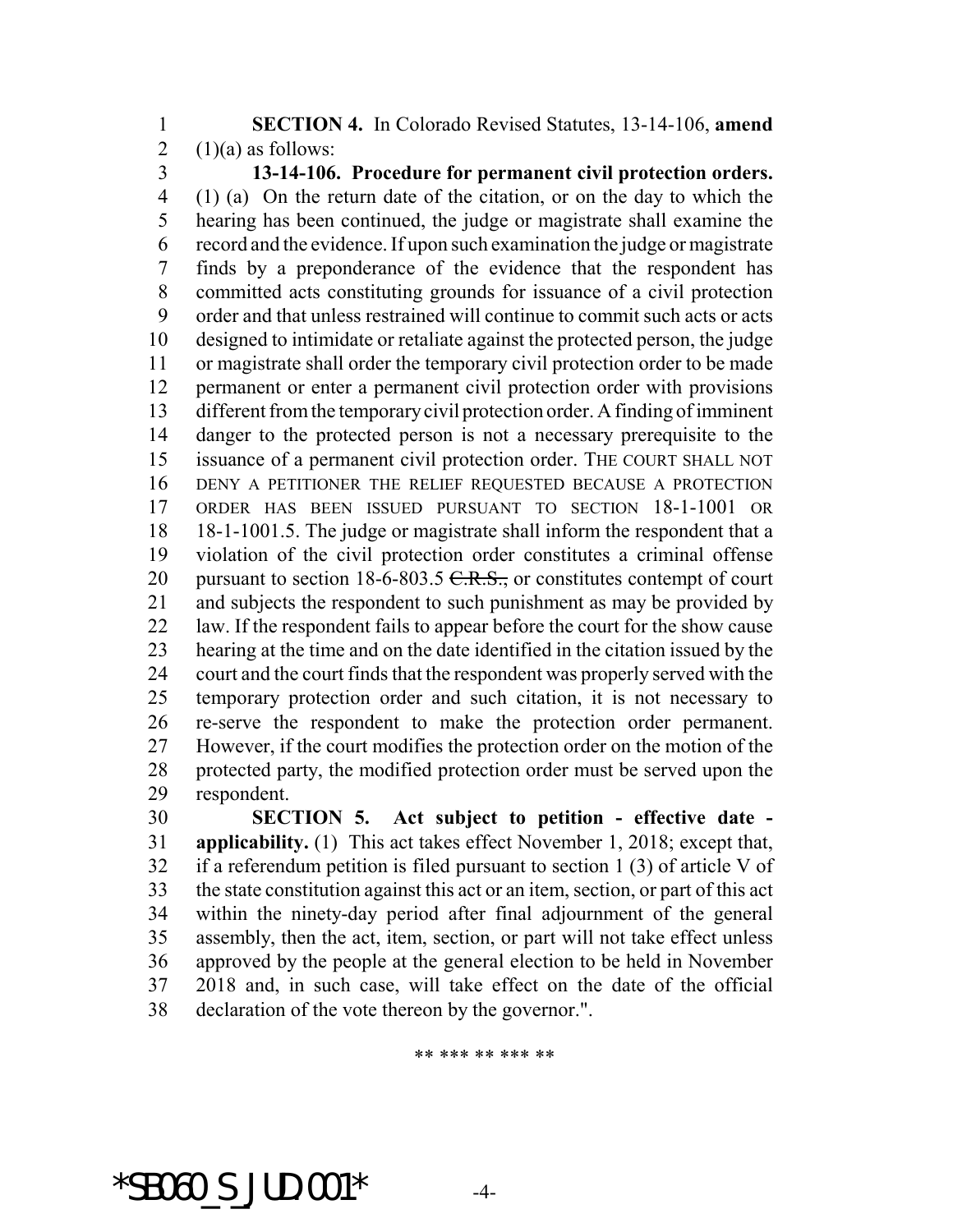**SECTION 4.** In Colorado Revised Statutes, 13-14-106, **amend** (1)(a) as follows:

**13-14-106. Procedure for permanent civil protection orders.** (1) (a) On the return date of the citation, or on the day to which the hearing has been continued, the judge or magistrate shall examine the record and the evidence. If upon such examination the judge or magistrate finds by a preponderance of the evidence that the respondent has committed acts constituting grounds for issuance of a civil protection order and that unless restrained will continue to commit such acts or acts designed to intimidate or retaliate against the protected person, the judge or magistrate shall order the temporary civil protection order to be made permanent or enter a permanent civil protection order with provisions different from the temporary civil protection order. A finding of imminent danger to the protected person is not a necessary prerequisite to the issuance of a permanent civil protection order. THE COURT SHALL NOT DENY A PETITIONER THE RELIEF REQUESTED BECAUSE A PROTECTION ORDER HAS BEEN ISSUED PURSUANT TO SECTION 18-1-1001 OR 18-1-1001.5. The judge or magistrate shall inform the respondent that a violation of the civil protection order constitutes a criminal offense pursuant to section 18-6-803.5 ~~C.R.S.,~~ or constitutes contempt of court and subjects the respondent to such punishment as may be provided by law. If the respondent fails to appear before the court for the show cause hearing at the time and on the date identified in the citation issued by the court and the court finds that the respondent was properly served with the temporary protection order and such citation, it is not necessary to re-serve the respondent to make the protection order permanent. However, if the court modifies the protection order on the motion of the protected party, the modified protection order must be served upon the respondent.

**SECTION 5. Act subject to petition - effective date - applicability.** (1) This act takes effect November 1, 2018; except that, if a referendum petition is filed pursuant to section 1 (3) of article V of the state constitution against this act or an item, section, or part of this act within the ninety-day period after final adjournment of the general assembly, then the act, item, section, or part will not take effect unless approved by the people at the general election to be held in November 2018 and, in such case, will take effect on the date of the official declaration of the vote thereon by the governor.".

** *** ** *** **

*SB060_S_JUD.001*